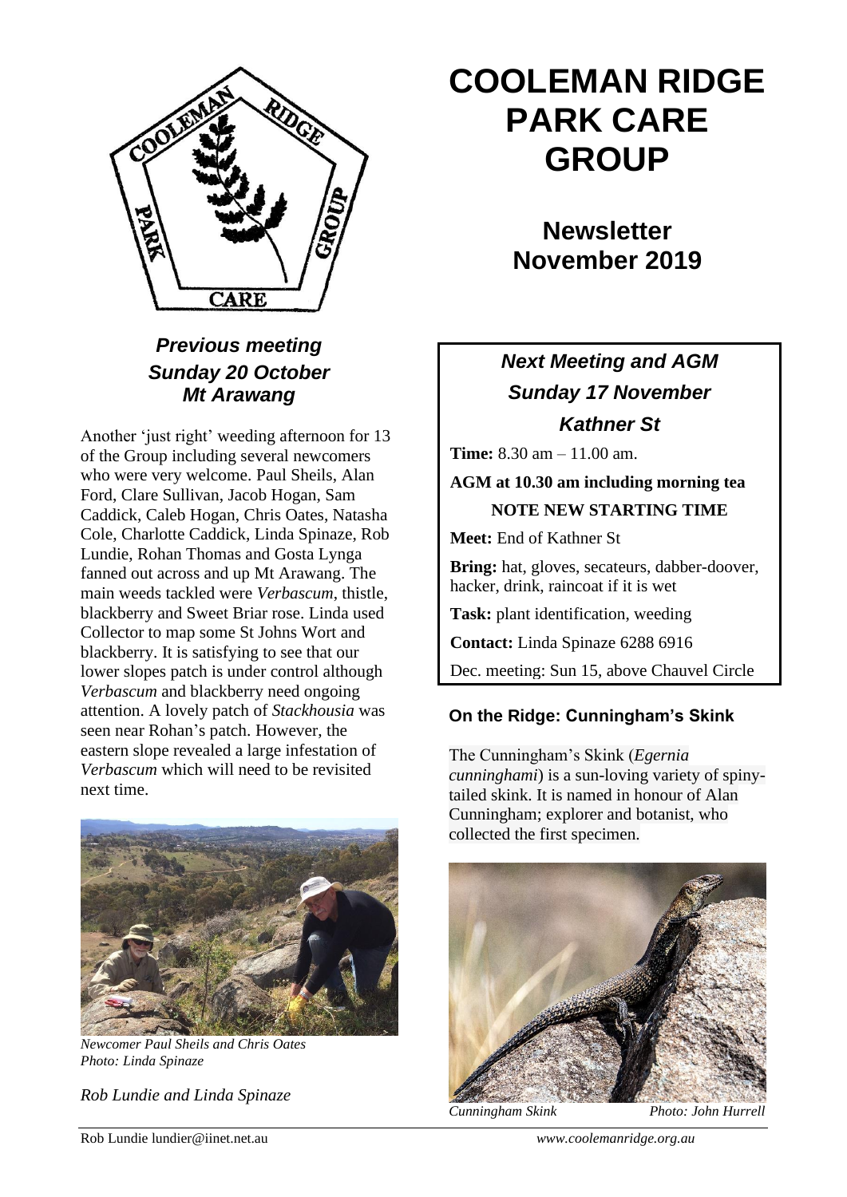# COOLEMAN RIDGE PARK CARE GROUP

## Newsletter November 2019

### *Previous meeting Sunday 20 October Mt Arawang*

Another 'just right' weeding afternoon for 13 of the Group including several newcomers who were very welcome. Paul Sheils, Alan Ford, Clare Sullivan, Jacob Hogan, Sam Caddick, Caleb Hogan, Chris Oates, Natasha Cole, Charlotte Caddick, Linda Spinaze, Rob Lundie, Rohan Thomas and Gosta Lynga fanned out across and up Mt Arawang. The main weeds tackled were *Verbascum*, thistle, blackberry and Sweet Briar rose. Linda used Collector to map some St Johns Wort and blackberry. It is satisfying to see that our lower slopes patch is under control although *Verbascum* and blackberry need ongoing attention. A lovely patch of *Stackhousia* was seen near Rohan's patch. However, the eastern slope revealed a large infestation of *Verbascum* which will need to be revisited next time.

*Newcomer Paul Sheils and Chris Oates*
*Photo: Linda Spinaze*

*Rob Lundie and Linda Spinaze*

### *Next Meeting and AGM Sunday 17 November Kathner St*

**Time:** 8.30 am – 11.00 am.

**AGM at 10.30 am including morning tea**

**NOTE NEW STARTING TIME**

**Meet:** End of Kathner St

**Bring:** hat, gloves, secateurs, dabber-doover, hacker, drink, raincoat if it is wet

**Task:** plant identification, weeding

**Contact:** Linda Spinaze 6288 6916

Dec. meeting: Sun 15, above Chauvel Circle

### On the Ridge: Cunningham's Skink

The Cunningham's Skink (*Egernia cunninghami*) is a sun-loving variety of spiny-tailed skink. It is named in honour of Alan Cunningham; explorer and botanist, who collected the first specimen.

*Cunningham Skink* *Photo: John Hurrell*

Rob Lundie lundier@iinet.net.au *www.coolemanridge.org.au*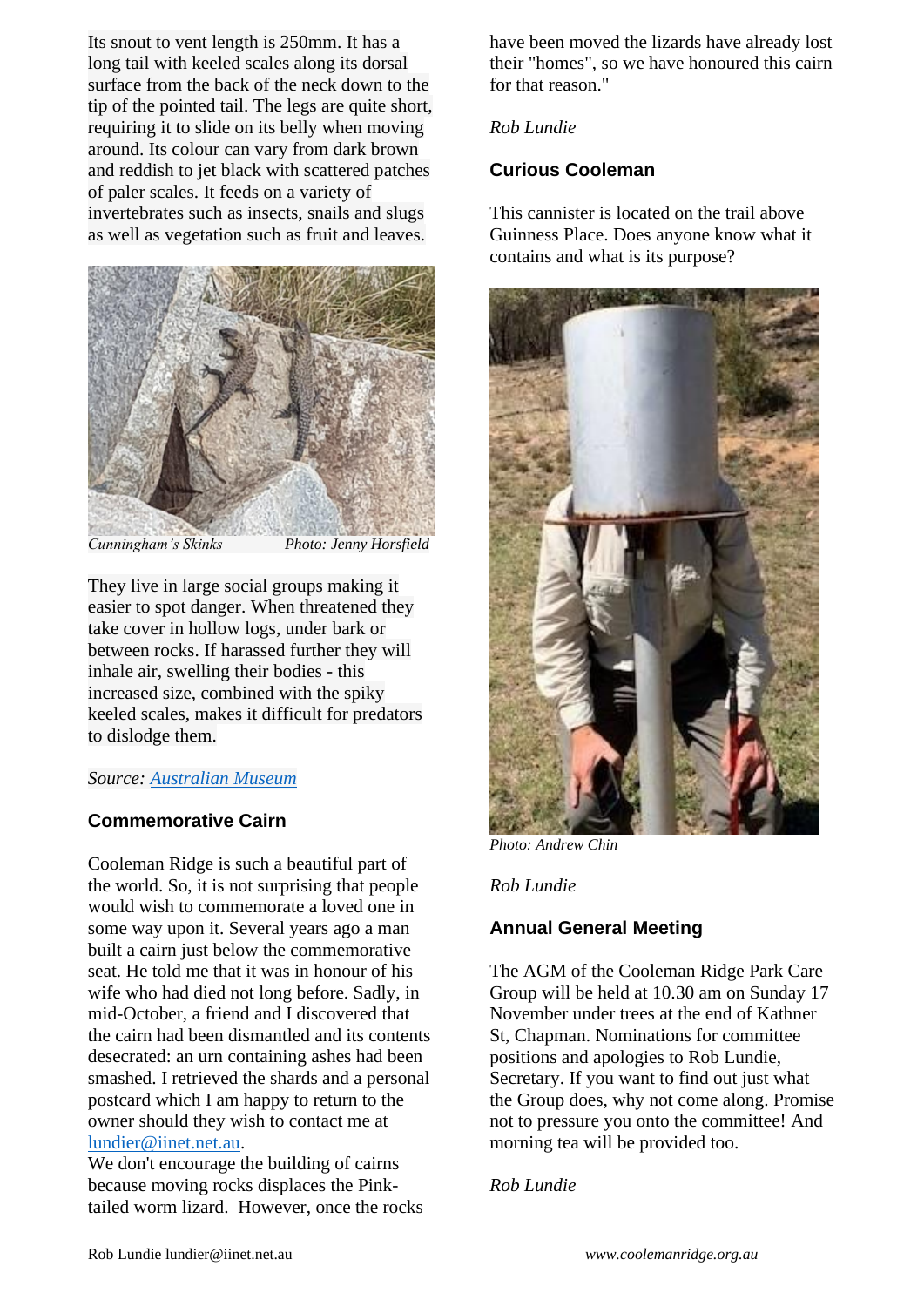Its snout to vent length is 250mm. It has a long tail with keeled scales along its dorsal surface from the back of the neck down to the tip of the pointed tail. The legs are quite short, requiring it to slide on its belly when moving around. Its colour can vary from dark brown and reddish to jet black with scattered patches of paler scales. It feeds on a variety of invertebrates such as insects, snails and slugs as well as vegetation such as fruit and leaves.

*Cunningham's Skinks* *Photo: Jenny Horsfield*

They live in large social groups making it easier to spot danger. When threatened they take cover in hollow logs, under bark or between rocks. If harassed further they will inhale air, swelling their bodies - this increased size, combined with the spiky keeled scales, makes it difficult for predators to dislodge them.

*Source: Australian Museum*

### Commemorative Cairn

Cooleman Ridge is such a beautiful part of the world. So, it is not surprising that people would wish to commemorate a loved one in some way upon it. Several years ago a man built a cairn just below the commemorative seat. He told me that it was in honour of his wife who had died not long before. Sadly, in mid-October, a friend and I discovered that the cairn had been dismantled and its contents desecrated: an urn containing ashes had been smashed. I retrieved the shards and a personal postcard which I am happy to return to the owner should they wish to contact me at lundier@iinet.net.au.
We don't encourage the building of cairns because moving rocks displaces the Pink-tailed worm lizard. However, once the rocks have been moved the lizards have already lost their "homes", so we have honoured this cairn for that reason."

*Rob Lundie*

### Curious Cooleman

This cannister is located on the trail above Guinness Place. Does anyone know what it contains and what is its purpose?

*Photo: Andrew Chin*

*Rob Lundie*

### Annual General Meeting

The AGM of the Cooleman Ridge Park Care Group will be held at 10.30 am on Sunday 17 November under trees at the end of Kathner St, Chapman. Nominations for committee positions and apologies to Rob Lundie, Secretary. If you want to find out just what the Group does, why not come along. Promise not to pressure you onto the committee! And morning tea will be provided too.

*Rob Lundie*